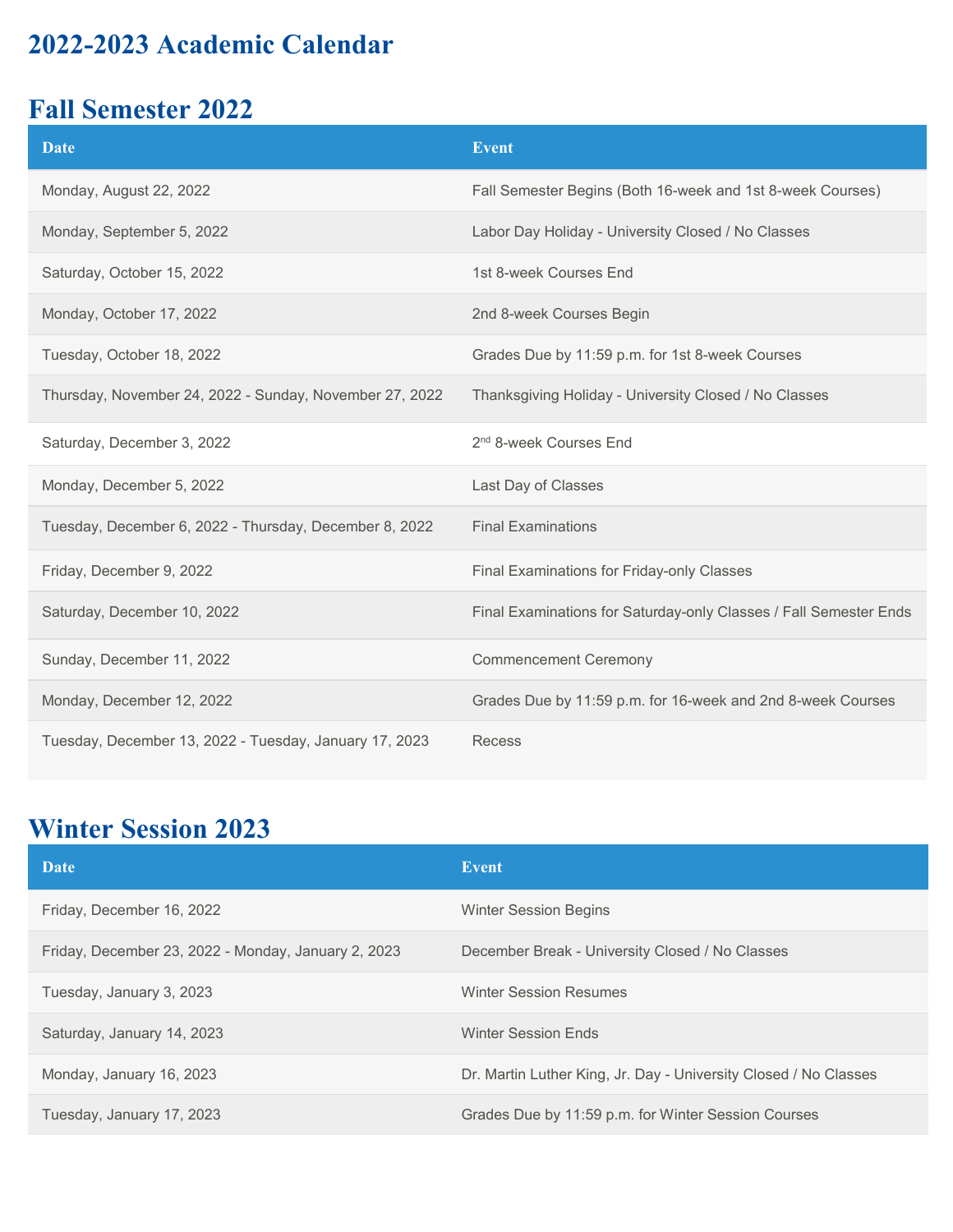# 2022-2023 Academic Calendar

## Fall Semester 2022

| Date | Event |
| --- | --- |
| Monday, August 22, 2022 | Fall Semester Begins (Both 16-week and 1st 8-week Courses) |
| Monday, September 5, 2022 | Labor Day Holiday - University Closed / No Classes |
| Saturday, October 15, 2022 | 1st 8-week Courses End |
| Monday, October 17, 2022 | 2nd 8-week Courses Begin |
| Tuesday, October 18, 2022 | Grades Due by 11:59 p.m. for 1st 8-week Courses |
| Thursday, November 24, 2022 - Sunday, November 27, 2022 | Thanksgiving Holiday - University Closed / No Classes |
| Saturday, December 3, 2022 | 2nd 8-week Courses End |
| Monday, December 5, 2022 | Last Day of Classes |
| Tuesday, December 6, 2022 - Thursday, December 8, 2022 | Final Examinations |
| Friday, December 9, 2022 | Final Examinations for Friday-only Classes |
| Saturday, December 10, 2022 | Final Examinations for Saturday-only Classes / Fall Semester Ends |
| Sunday, December 11, 2022 | Commencement Ceremony |
| Monday, December 12, 2022 | Grades Due by 11:59 p.m. for 16-week and 2nd 8-week Courses |
| Tuesday, December 13, 2022 - Tuesday, January 17, 2023 | Recess |

## Winter Session 2023

| Date | Event |
| --- | --- |
| Friday, December 16, 2022 | Winter Session Begins |
| Friday, December 23, 2022 - Monday, January 2, 2023 | December Break - University Closed / No Classes |
| Tuesday, January 3, 2023 | Winter Session Resumes |
| Saturday, January 14, 2023 | Winter Session Ends |
| Monday, January 16, 2023 | Dr. Martin Luther King, Jr. Day - University Closed / No Classes |
| Tuesday, January 17, 2023 | Grades Due by 11:59 p.m. for Winter Session Courses |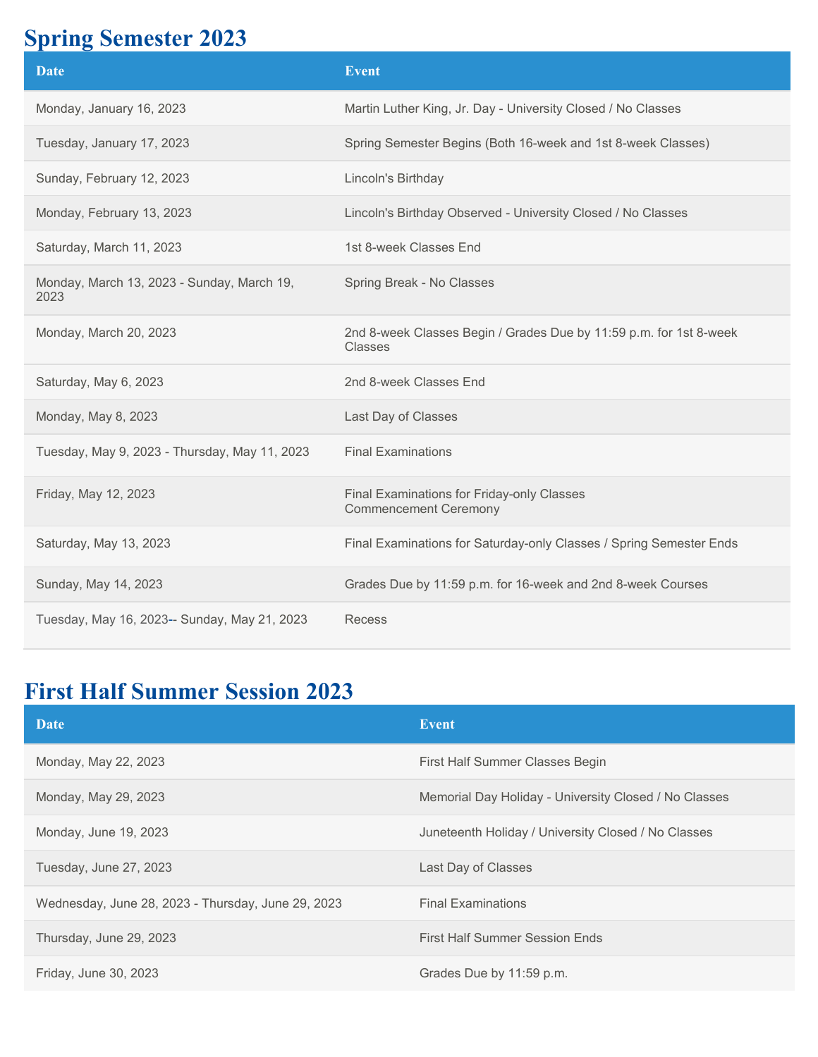# Spring Semester 2023

| Date | Event |
| --- | --- |
| Monday, January 16, 2023 | Martin Luther King, Jr. Day - University Closed / No Classes |
| Tuesday, January 17, 2023 | Spring Semester Begins (Both 16-week and 1st 8-week Classes) |
| Sunday, February 12, 2023 | Lincoln's Birthday |
| Monday, February 13, 2023 | Lincoln's Birthday Observed - University Closed / No Classes |
| Saturday, March 11, 2023 | 1st 8-week Classes End |
| Monday, March 13, 2023 - Sunday, March 19, 2023 | Spring Break - No Classes |
| Monday, March 20, 2023 | 2nd 8-week Classes Begin / Grades Due by 11:59 p.m. for 1st 8-week Classes |
| Saturday, May 6, 2023 | 2nd 8-week Classes End |
| Monday, May 8, 2023 | Last Day of Classes |
| Tuesday, May 9, 2023 - Thursday, May 11, 2023 | Final Examinations |
| Friday, May 12, 2023 | Final Examinations for Friday-only Classes<br>Commencement Ceremony |
| Saturday, May 13, 2023 | Final Examinations for Saturday-only Classes / Spring Semester Ends |
| Sunday, May 14, 2023 | Grades Due by 11:59 p.m. for 16-week and 2nd 8-week Courses |
| Tuesday, May 16, 2023-- Sunday, May 21, 2023 | Recess |

# First Half Summer Session 2023

| Date | Event |
| --- | --- |
| Monday, May 22, 2023 | First Half Summer Classes Begin |
| Monday, May 29, 2023 | Memorial Day Holiday - University Closed / No Classes |
| Monday, June 19, 2023 | Juneteenth Holiday / University Closed / No Classes |
| Tuesday, June 27, 2023 | Last Day of Classes |
| Wednesday, June 28, 2023 - Thursday, June 29, 2023 | Final Examinations |
| Thursday, June 29, 2023 | First Half Summer Session Ends |
| Friday, June 30, 2023 | Grades Due by 11:59 p.m. |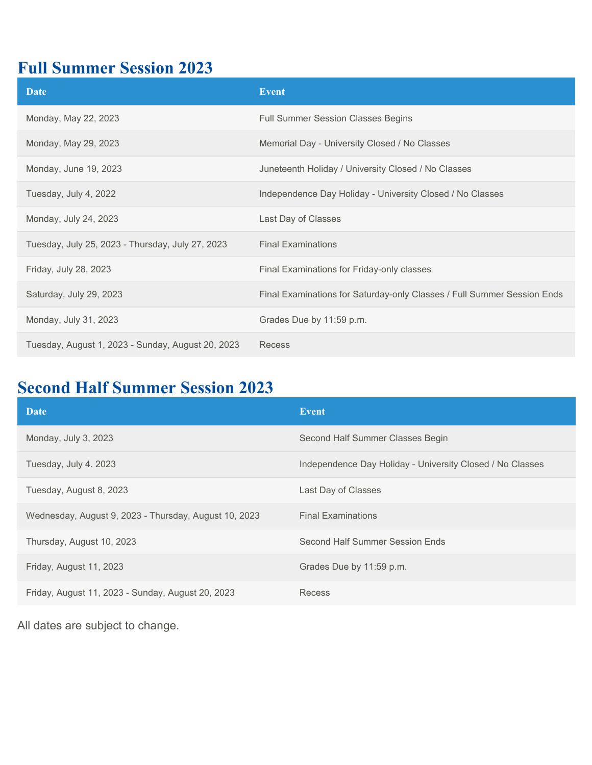## Full Summer Session 2023

| Date | Event |
| --- | --- |
| Monday, May 22, 2023 | Full Summer Session Classes Begins |
| Monday, May 29, 2023 | Memorial Day - University Closed / No Classes |
| Monday, June 19, 2023 | Juneteenth Holiday / University Closed / No Classes |
| Tuesday, July 4, 2022 | Independence Day Holiday - University Closed / No Classes |
| Monday, July 24, 2023 | Last Day of Classes |
| Tuesday, July 25, 2023 - Thursday, July 27, 2023 | Final Examinations |
| Friday, July 28, 2023 | Final Examinations for Friday-only classes |
| Saturday, July 29, 2023 | Final Examinations for Saturday-only Classes / Full Summer Session Ends |
| Monday, July 31, 2023 | Grades Due by 11:59 p.m. |
| Tuesday, August 1, 2023 - Sunday, August 20, 2023 | Recess |

## Second Half Summer Session 2023

| Date | Event |
| --- | --- |
| Monday, July 3, 2023 | Second Half Summer Classes Begin |
| Tuesday, July 4. 2023 | Independence Day Holiday - University Closed / No Classes |
| Tuesday, August 8, 2023 | Last Day of Classes |
| Wednesday, August 9, 2023 - Thursday, August 10, 2023 | Final Examinations |
| Thursday, August 10, 2023 | Second Half Summer Session Ends |
| Friday, August 11, 2023 | Grades Due by 11:59 p.m. |
| Friday, August 11, 2023 - Sunday, August 20, 2023 | Recess |

All dates are subject to change.